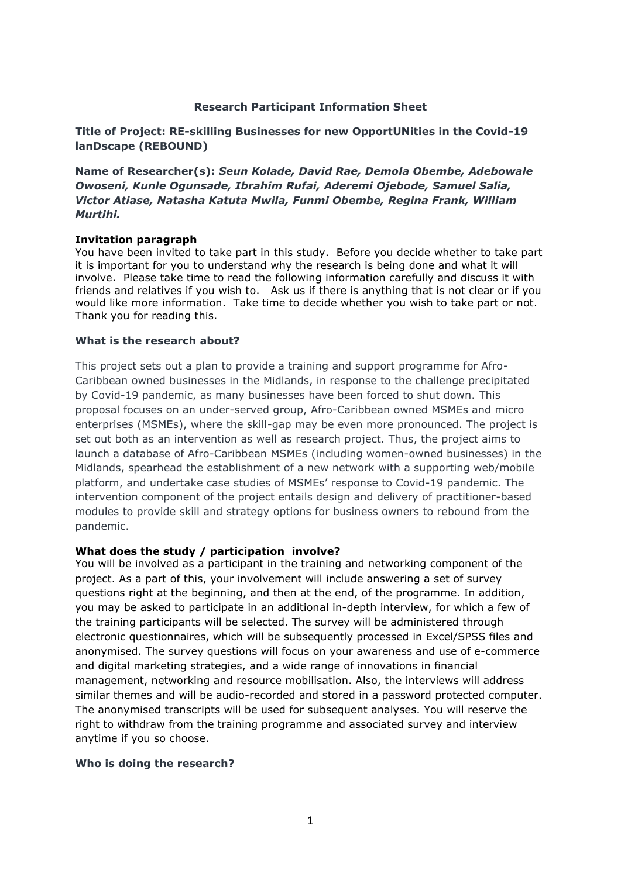**Research Participant Information Sheet**

**Title of Project: RE-skilling Businesses for new OpportUNities in the Covid-19 lanDscape (REBOUND)**

**Name of Researcher(s):** ***Seun Kolade, David Rae, Demola Obembe, Adebowale Owoseni, Kunle Ogunsade, Ibrahim Rufai, Aderemi Ojebode, Samuel Salia, Victor Atiase, Natasha Katuta Mwila, Funmi Obembe, Regina Frank, William Murtihi.***

**Invitation paragraph**

You have been invited to take part in this study. Before you decide whether to take part it is important for you to understand why the research is being done and what it will involve. Please take time to read the following information carefully and discuss it with friends and relatives if you wish to. Ask us if there is anything that is not clear or if you would like more information. Take time to decide whether you wish to take part or not. Thank you for reading this.

**What is the research about?**

This project sets out a plan to provide a training and support programme for Afro-Caribbean owned businesses in the Midlands, in response to the challenge precipitated by Covid-19 pandemic, as many businesses have been forced to shut down. This proposal focuses on an under-served group, Afro-Caribbean owned MSMEs and micro enterprises (MSMEs), where the skill-gap may be even more pronounced. The project is set out both as an intervention as well as research project. Thus, the project aims to launch a database of Afro-Caribbean MSMEs (including women-owned businesses) in the Midlands, spearhead the establishment of a new network with a supporting web/mobile platform, and undertake case studies of MSMEs' response to Covid-19 pandemic. The intervention component of the project entails design and delivery of practitioner-based modules to provide skill and strategy options for business owners to rebound from the pandemic.

**What does the study / participation involve?**

You will be involved as a participant in the training and networking component of the project. As a part of this, your involvement will include answering a set of survey questions right at the beginning, and then at the end, of the programme. In addition, you may be asked to participate in an additional in-depth interview, for which a few of the training participants will be selected. The survey will be administered through electronic questionnaires, which will be subsequently processed in Excel/SPSS files and anonymised. The survey questions will focus on your awareness and use of e-commerce and digital marketing strategies, and a wide range of innovations in financial management, networking and resource mobilisation. Also, the interviews will address similar themes and will be audio-recorded and stored in a password protected computer. The anonymised transcripts will be used for subsequent analyses. You will reserve the right to withdraw from the training programme and associated survey and interview anytime if you so choose.

**Who is doing the research?**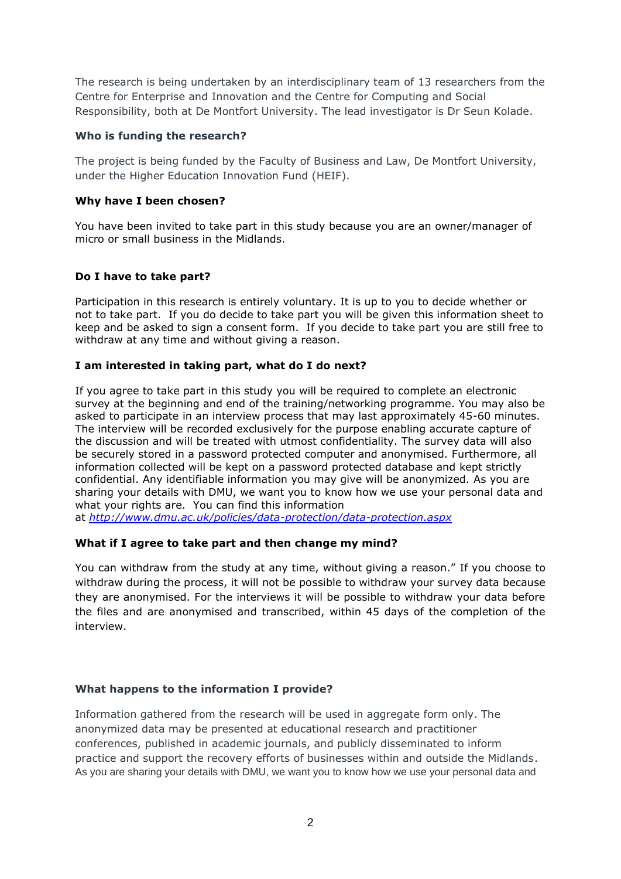The research is being undertaken by an interdisciplinary team of 13 researchers from the Centre for Enterprise and Innovation and the Centre for Computing and Social Responsibility, both at De Montfort University. The lead investigator is Dr Seun Kolade.

**Who is funding the research?**

The project is being funded by the Faculty of Business and Law, De Montfort University, under the Higher Education Innovation Fund (HEIF).

**Why have I been chosen?**

You have been invited to take part in this study because you are an owner/manager of micro or small business in the Midlands.

**Do I have to take part?**

Participation in this research is entirely voluntary. It is up to you to decide whether or not to take part. If you do decide to take part you will be given this information sheet to keep and be asked to sign a consent form. If you decide to take part you are still free to withdraw at any time and without giving a reason.

**I am interested in taking part, what do I do next?**

If you agree to take part in this study you will be required to complete an electronic survey at the beginning and end of the training/networking programme. You may also be asked to participate in an interview process that may last approximately 45-60 minutes. The interview will be recorded exclusively for the purpose enabling accurate capture of the discussion and will be treated with utmost confidentiality. The survey data will also be securely stored in a password protected computer and anonymised. Furthermore, all information collected will be kept on a password protected database and kept strictly confidential. Any identifiable information you may give will be anonymized. As you are sharing your details with DMU, we want you to know how we use your personal data and what your rights are. You can find this information at *http://www.dmu.ac.uk/policies/data-protection/data-protection.aspx*

**What if I agree to take part and then change my mind?**

You can withdraw from the study at any time, without giving a reason." If you choose to withdraw during the process, it will not be possible to withdraw your survey data because they are anonymised. For the interviews it will be possible to withdraw your data before the files and are anonymised and transcribed, within 45 days of the completion of the interview.

**What happens to the information I provide?**

Information gathered from the research will be used in aggregate form only. The anonymized data may be presented at educational research and practitioner conferences, published in academic journals, and publicly disseminated to inform practice and support the recovery efforts of businesses within and outside the Midlands. As you are sharing your details with DMU, we want you to know how we use your personal data and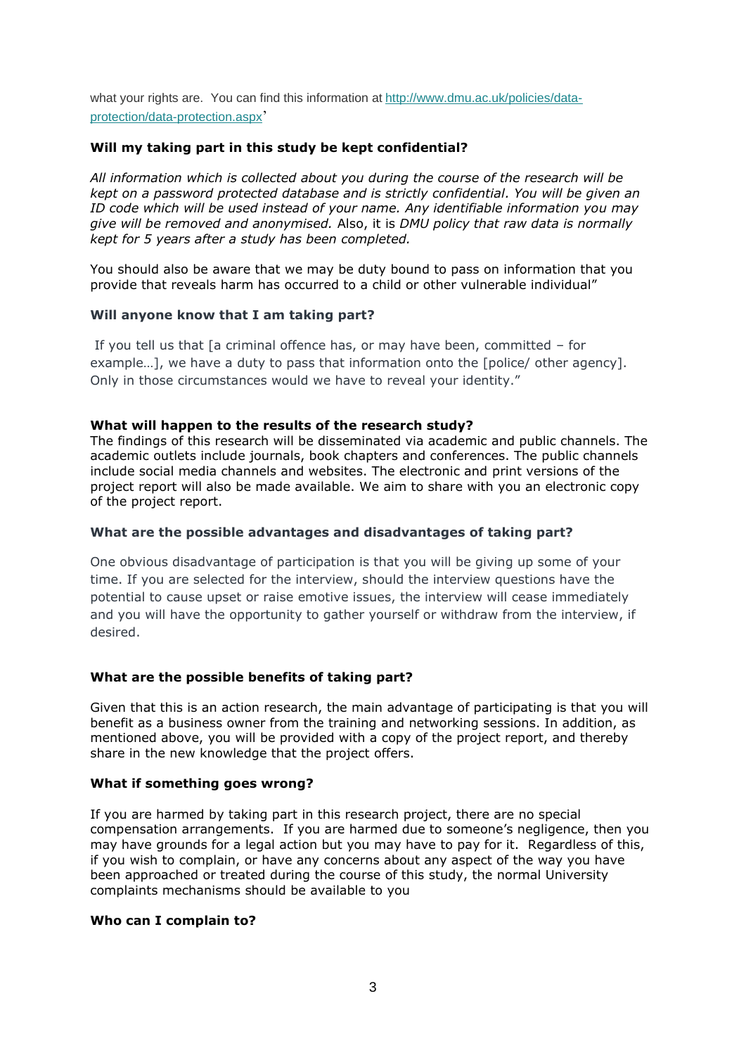what your rights are. You can find this information at http://www.dmu.ac.uk/policies/data-protection/data-protection.aspx'

**Will my taking part in this study be kept confidential?**

*All information which is collected about you during the course of the research will be kept on a password protected database and is strictly confidential. You will be given an ID code which will be used instead of your name. Any identifiable information you may give will be removed and anonymised.* Also, it is *DMU policy that raw data is normally kept for 5 years after a study has been completed.*

You should also be aware that we may be duty bound to pass on information that you provide that reveals harm has occurred to a child or other vulnerable individual"

**Will anyone know that I am taking part?**

If you tell us that [a criminal offence has, or may have been, committed – for example…], we have a duty to pass that information onto the [police/ other agency]. Only in those circumstances would we have to reveal your identity."

**What will happen to the results of the research study?**

The findings of this research will be disseminated via academic and public channels. The academic outlets include journals, book chapters and conferences. The public channels include social media channels and websites. The electronic and print versions of the project report will also be made available. We aim to share with you an electronic copy of the project report.

**What are the possible advantages and disadvantages of taking part?**

One obvious disadvantage of participation is that you will be giving up some of your time. If you are selected for the interview, should the interview questions have the potential to cause upset or raise emotive issues, the interview will cease immediately and you will have the opportunity to gather yourself or withdraw from the interview, if desired.

**What are the possible benefits of taking part?**

Given that this is an action research, the main advantage of participating is that you will benefit as a business owner from the training and networking sessions. In addition, as mentioned above, you will be provided with a copy of the project report, and thereby share in the new knowledge that the project offers.

**What if something goes wrong?**

If you are harmed by taking part in this research project, there are no special compensation arrangements. If you are harmed due to someone's negligence, then you may have grounds for a legal action but you may have to pay for it. Regardless of this, if you wish to complain, or have any concerns about any aspect of the way you have been approached or treated during the course of this study, the normal University complaints mechanisms should be available to you

**Who can I complain to?**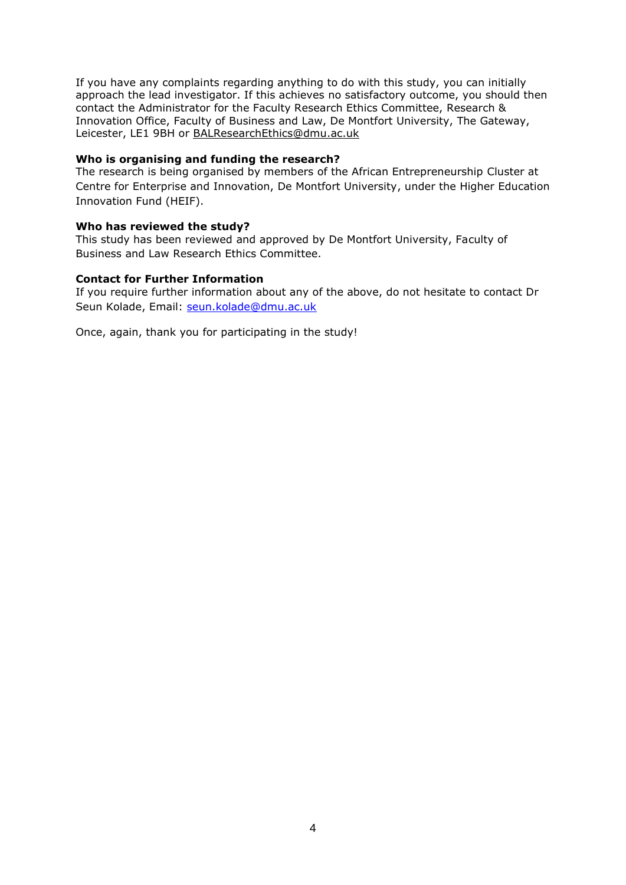If you have any complaints regarding anything to do with this study, you can initially approach the lead investigator. If this achieves no satisfactory outcome, you should then contact the Administrator for the Faculty Research Ethics Committee, Research & Innovation Office, Faculty of Business and Law, De Montfort University, The Gateway, Leicester, LE1 9BH or BALResearchEthics@dmu.ac.uk

**Who is organising and funding the research?**

The research is being organised by members of the African Entrepreneurship Cluster at Centre for Enterprise and Innovation, De Montfort University, under the Higher Education Innovation Fund (HEIF).

**Who has reviewed the study?**

This study has been reviewed and approved by De Montfort University, Faculty of Business and Law Research Ethics Committee.

**Contact for Further Information**

If you require further information about any of the above, do not hesitate to contact Dr Seun Kolade, Email: seun.kolade@dmu.ac.uk

Once, again, thank you for participating in the study!